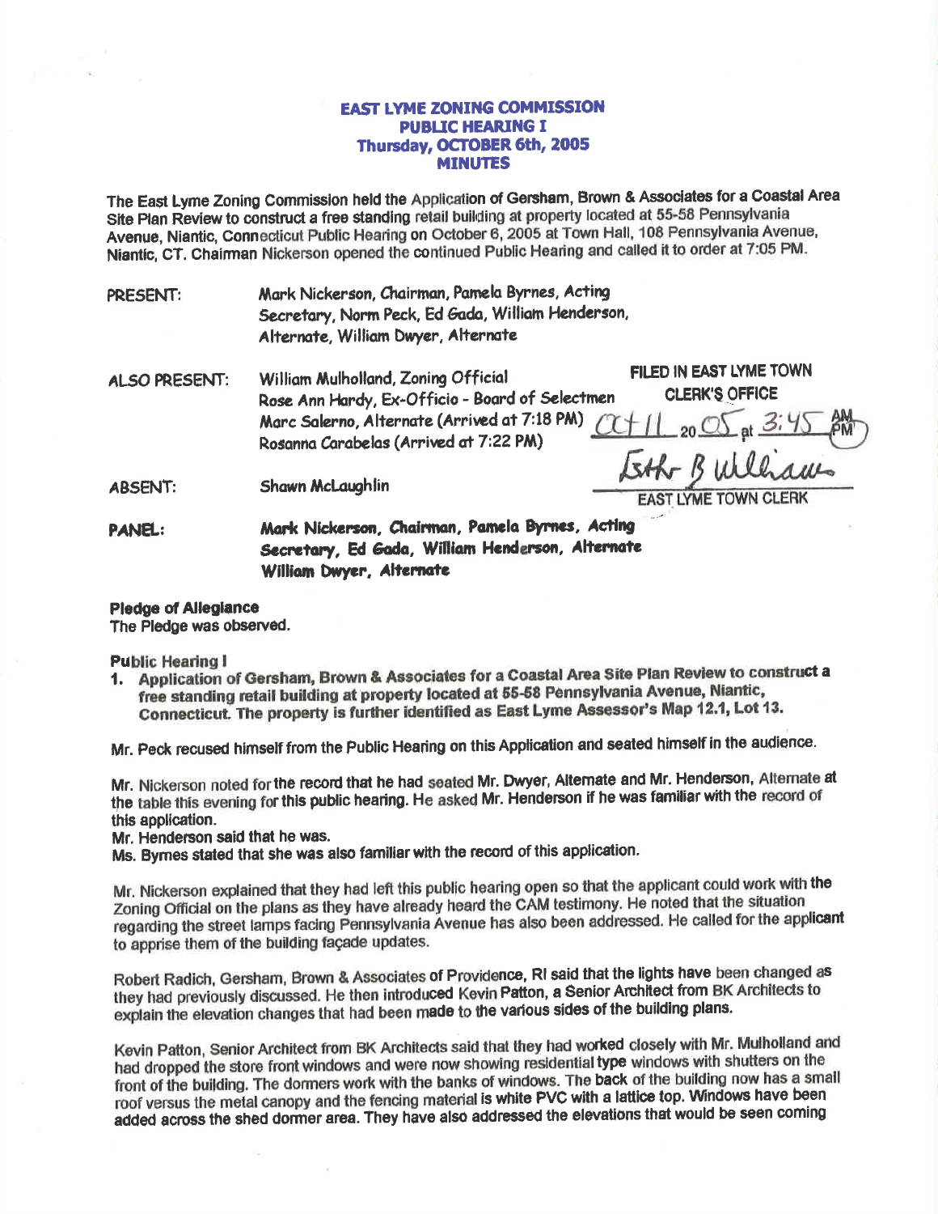# EAST LYME ZONING COMMISSION
## PUBLIC HEARING I
## Thursday, OCTOBER 6th, 2005
## MINUTES

The East Lyme Zoning Commission held the Application of Gersham, Brown & Associates for a Coastal Area Site Plan Review to construct a free standing retail building at property located at 55-58 Pennsylvania Avenue, Niantic, Connecticut Public Hearing on October 6, 2005 at Town Hall, 108 Pennsylvania Avenue, Niantic, CT. Chairman Nickerson opened the continued Public Hearing and called it to order at 7:05 PM.

PRESENT: Mark Nickerson, Chairman, Pamela Byrnes, Acting Secretary, Norm Peck, Ed Gada, William Henderson, Alternate, William Dwyer, Alternate

ALSO PRESENT: William Mulholland, Zoning Official
Rose Ann Hardy, Ex-Officio - Board of Selectmen
Marc Salerno, Alternate (Arrived at 7:18 PM)
Rosanna Carabelas (Arrived at 7:22 PM)

FILED IN EAST LYME TOWN CLERK'S OFFICE
Oct 11 20 05 at 3:45 PM
Esther B Williams
EAST LYME TOWN CLERK

ABSENT: Shawn McLaughlin

**PANEL: Mark Nickerson, Chairman, Pamela Byrnes, Acting Secretary, Ed Gada, William Henderson, Alternate William Dwyer, Alternate**

**Pledge of Allegiance**
The Pledge was observed.

**Public Hearing I**

1. **Application of Gersham, Brown & Associates for a Coastal Area Site Plan Review to construct a free standing retail building at property located at 55-58 Pennsylvania Avenue, Niantic, Connecticut. The property is further identified as East Lyme Assessor's Map 12.1, Lot 13.**

Mr. Peck recused himself from the Public Hearing on this Application and seated himself in the audience.

Mr. Nickerson noted for the record that he had seated Mr. Dwyer, Alternate and Mr. Henderson, Alternate at the table this evening for this public hearing. He asked Mr. Henderson if he was familiar with the record of this application.
Mr. Henderson said that he was.
Ms. Byrnes stated that she was also familiar with the record of this application.

Mr. Nickerson explained that they had left this public hearing open so that the applicant could work with the Zoning Official on the plans as they have already heard the CAM testimony. He noted that the situation regarding the street lamps facing Pennsylvania Avenue has also been addressed. He called for the applicant to apprise them of the building façade updates.

Robert Radich, Gersham, Brown & Associates of Providence, RI said that the lights have been changed as they had previously discussed. He then introduced Kevin Patton, a Senior Architect from BK Architects to explain the elevation changes that had been made to the various sides of the building plans.

Kevin Patton, Senior Architect from BK Architects said that they had worked closely with Mr. Mulholland and had dropped the store front windows and were now showing residential type windows with shutters on the front of the building. The dormers work with the banks of windows. The back of the building now has a small roof versus the metal canopy and the fencing material is white PVC with a lattice top. Windows have been added across the shed dormer area. They have also addressed the elevations that would be seen coming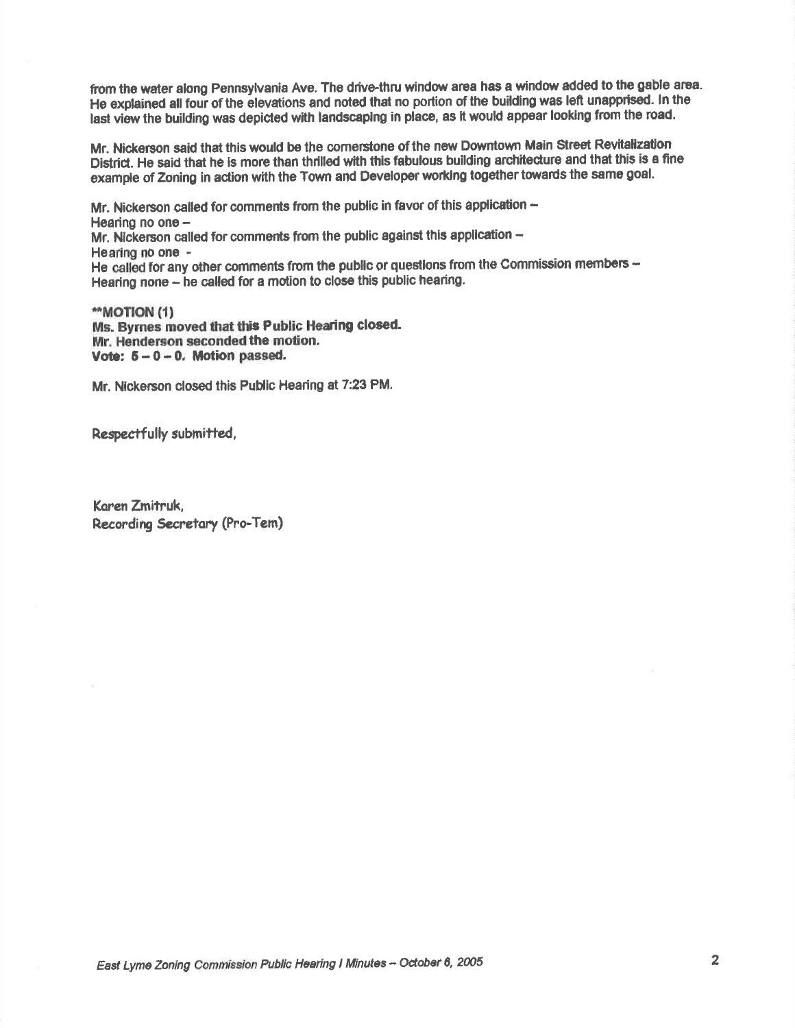from the water along Pennsylvania Ave. The drive-thru window area has a window added to the gable area. He explained all four of the elevations and noted that no portion of the building was left unapprised. In the last view the building was depicted with landscaping in place, as it would appear looking from the road.

Mr. Nickerson said that this would be the cornerstone of the new Downtown Main Street Revitalization District. He said that he is more than thrilled with this fabulous building architecture and that this is a fine example of Zoning in action with the Town and Developer working together towards the same goal.

Mr. Nickerson called for comments from the public in favor of this application –
Hearing no one –
Mr. Nickerson called for comments from the public against this application –
Hearing no one -
He called for any other comments from the public or questions from the Commission members –
Hearing none – he called for a motion to close this public hearing.

****MOTION (1)**
**Ms. Byrnes moved that this Public Hearing closed.**
**Mr. Henderson seconded the motion.**
**Vote: 5 – 0 – 0. Motion passed.**

Mr. Nickerson closed this Public Hearing at 7:23 PM.

Respectfully submitted,

Karen Zmitruk,
Recording Secretary (Pro-Tem)